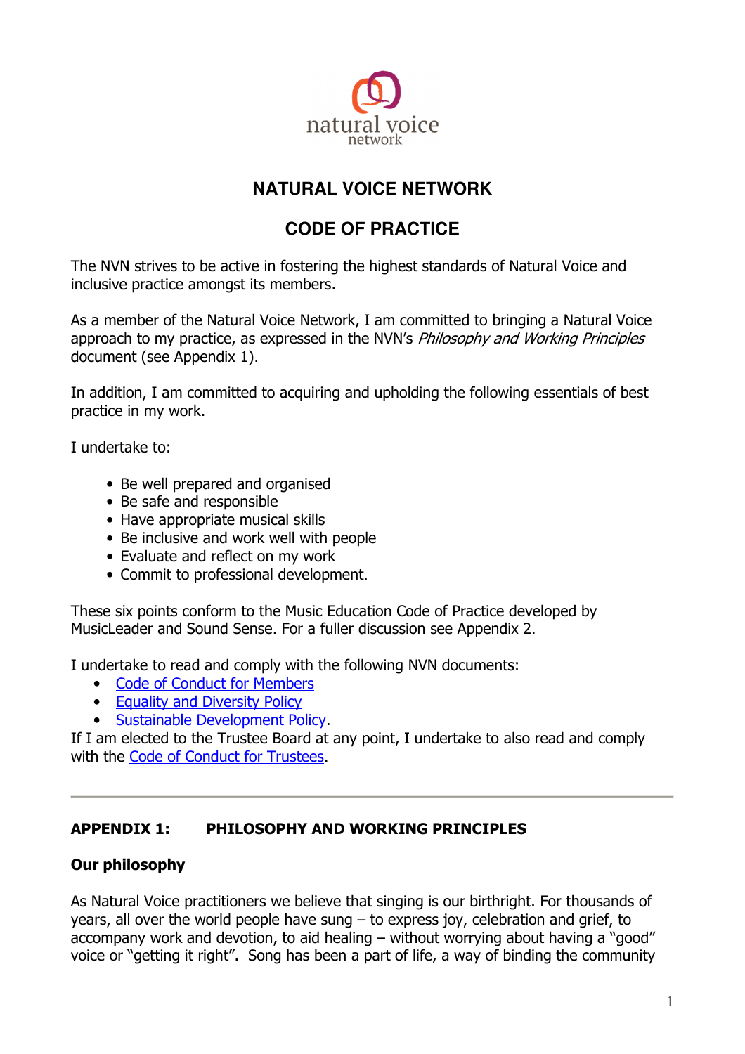# NATURAL VOICE NETWORK

## CODE OF PRACTICE

The NVN strives to be active in fostering the highest standards of Natural Voice and inclusive practice amongst its members.

As a member of the Natural Voice Network, I am committed to bringing a Natural Voice approach to my practice, as expressed in the NVN's *Philosophy and Working Principles* document (see Appendix 1).

In addition, I am committed to acquiring and upholding the following essentials of best practice in my work.

I undertake to:

- Be well prepared and organised
- Be safe and responsible
- Have appropriate musical skills
- Be inclusive and work well with people
- Evaluate and reflect on my work
- Commit to professional development.

These six points conform to the Music Education Code of Practice developed by MusicLeader and Sound Sense. For a fuller discussion see Appendix 2.

I undertake to read and comply with the following NVN documents:

- Code of Conduct for Members
- Equality and Diversity Policy
- Sustainable Development Policy.

If I am elected to the Trustee Board at any point, I undertake to also read and comply with the Code of Conduct for Trustees.

---

## APPENDIX 1: PHILOSOPHY AND WORKING PRINCIPLES

### Our philosophy

As Natural Voice practitioners we believe that singing is our birthright. For thousands of years, all over the world people have sung – to express joy, celebration and grief, to accompany work and devotion, to aid healing – without worrying about having a "good" voice or "getting it right". Song has been a part of life, a way of binding the community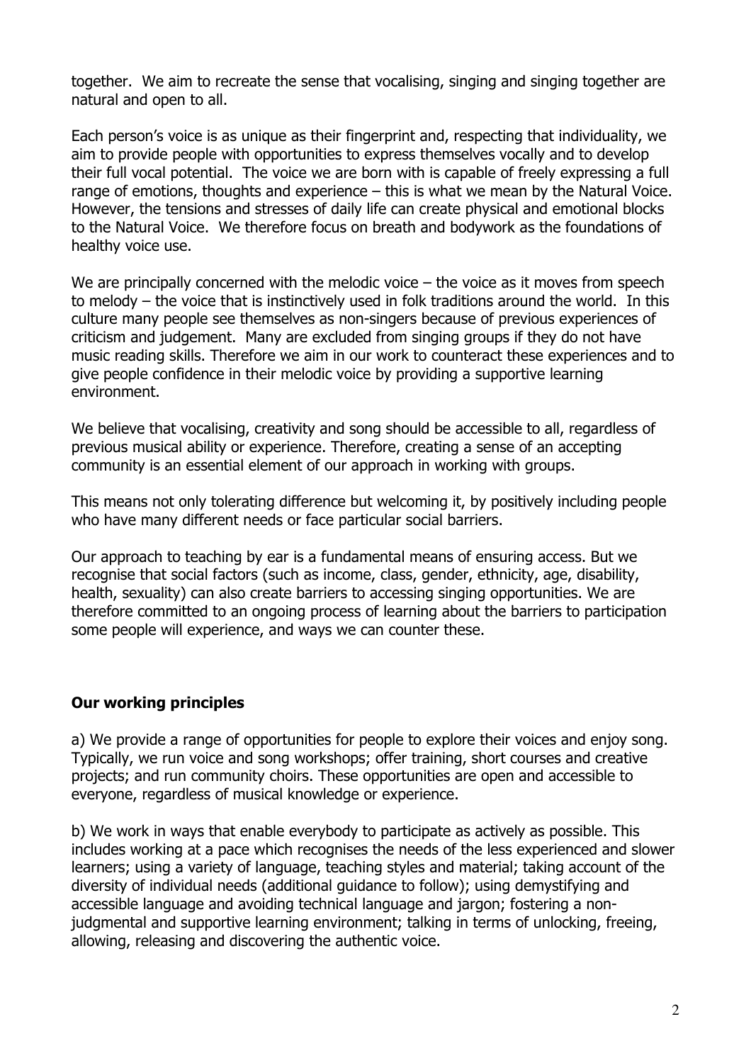together. We aim to recreate the sense that vocalising, singing and singing together are natural and open to all.

Each person's voice is as unique as their fingerprint and, respecting that individuality, we aim to provide people with opportunities to express themselves vocally and to develop their full vocal potential. The voice we are born with is capable of freely expressing a full range of emotions, thoughts and experience – this is what we mean by the Natural Voice. However, the tensions and stresses of daily life can create physical and emotional blocks to the Natural Voice. We therefore focus on breath and bodywork as the foundations of healthy voice use.

We are principally concerned with the melodic voice – the voice as it moves from speech to melody – the voice that is instinctively used in folk traditions around the world. In this culture many people see themselves as non-singers because of previous experiences of criticism and judgement. Many are excluded from singing groups if they do not have music reading skills. Therefore we aim in our work to counteract these experiences and to give people confidence in their melodic voice by providing a supportive learning environment.

We believe that vocalising, creativity and song should be accessible to all, regardless of previous musical ability or experience. Therefore, creating a sense of an accepting community is an essential element of our approach in working with groups.

This means not only tolerating difference but welcoming it, by positively including people who have many different needs or face particular social barriers.

Our approach to teaching by ear is a fundamental means of ensuring access. But we recognise that social factors (such as income, class, gender, ethnicity, age, disability, health, sexuality) can also create barriers to accessing singing opportunities. We are therefore committed to an ongoing process of learning about the barriers to participation some people will experience, and ways we can counter these.

**Our working principles**

a) We provide a range of opportunities for people to explore their voices and enjoy song. Typically, we run voice and song workshops; offer training, short courses and creative projects; and run community choirs. These opportunities are open and accessible to everyone, regardless of musical knowledge or experience.

b) We work in ways that enable everybody to participate as actively as possible. This includes working at a pace which recognises the needs of the less experienced and slower learners; using a variety of language, teaching styles and material; taking account of the diversity of individual needs (additional guidance to follow); using demystifying and accessible language and avoiding technical language and jargon; fostering a non-judgmental and supportive learning environment; talking in terms of unlocking, freeing, allowing, releasing and discovering the authentic voice.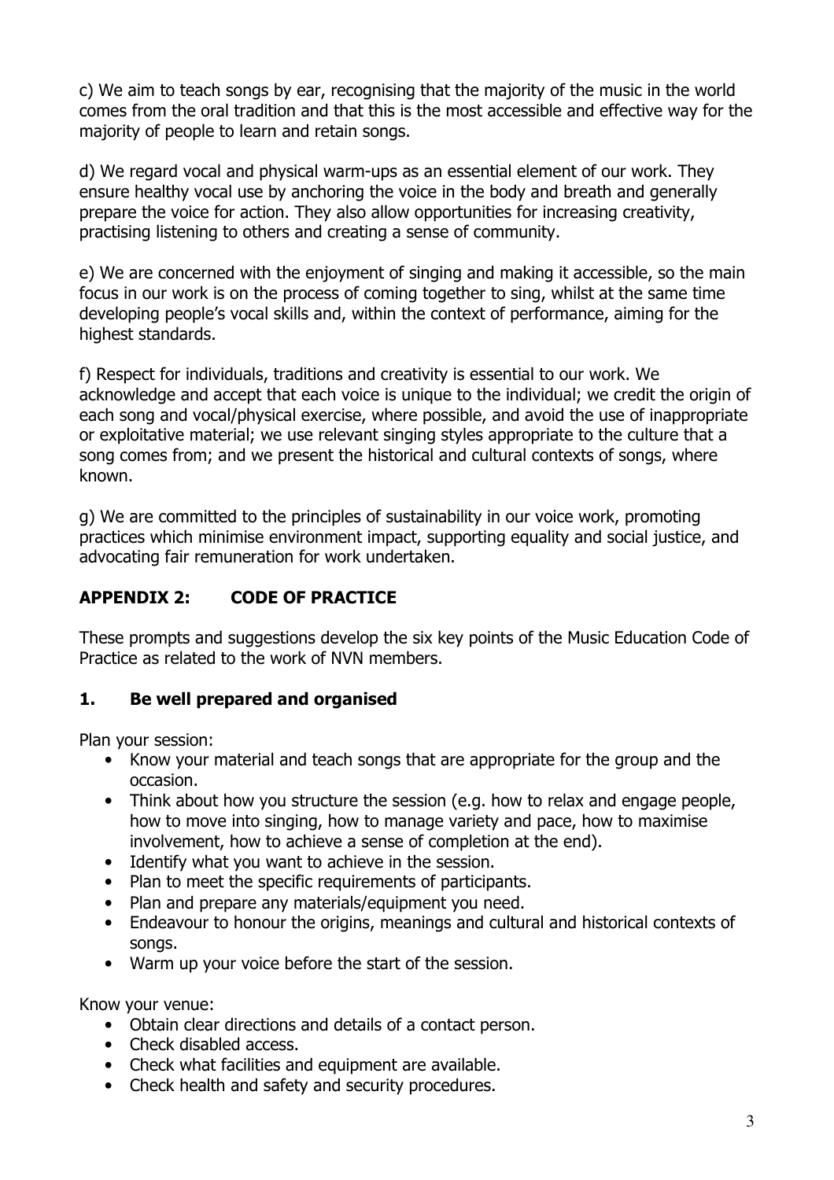c) We aim to teach songs by ear, recognising that the majority of the music in the world comes from the oral tradition and that this is the most accessible and effective way for the majority of people to learn and retain songs.

d) We regard vocal and physical warm-ups as an essential element of our work. They ensure healthy vocal use by anchoring the voice in the body and breath and generally prepare the voice for action. They also allow opportunities for increasing creativity, practising listening to others and creating a sense of community.

e) We are concerned with the enjoyment of singing and making it accessible, so the main focus in our work is on the process of coming together to sing, whilst at the same time developing people's vocal skills and, within the context of performance, aiming for the highest standards.

f) Respect for individuals, traditions and creativity is essential to our work. We acknowledge and accept that each voice is unique to the individual; we credit the origin of each song and vocal/physical exercise, where possible, and avoid the use of inappropriate or exploitative material; we use relevant singing styles appropriate to the culture that a song comes from; and we present the historical and cultural contexts of songs, where known.

g) We are committed to the principles of sustainability in our voice work, promoting practices which minimise environment impact, supporting equality and social justice, and advocating fair remuneration for work undertaken.

## APPENDIX 2: CODE OF PRACTICE

These prompts and suggestions develop the six key points of the Music Education Code of Practice as related to the work of NVN members.

### 1. Be well prepared and organised

Plan your session:

- Know your material and teach songs that are appropriate for the group and the occasion.
- Think about how you structure the session (e.g. how to relax and engage people, how to move into singing, how to manage variety and pace, how to maximise involvement, how to achieve a sense of completion at the end).
- Identify what you want to achieve in the session.
- Plan to meet the specific requirements of participants.
- Plan and prepare any materials/equipment you need.
- Endeavour to honour the origins, meanings and cultural and historical contexts of songs.
- Warm up your voice before the start of the session.

Know your venue:

- Obtain clear directions and details of a contact person.
- Check disabled access.
- Check what facilities and equipment are available.
- Check health and safety and security procedures.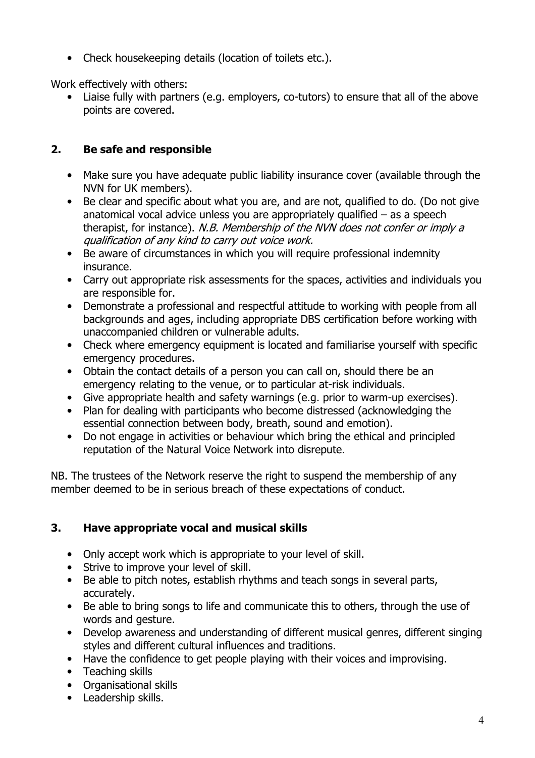- Check housekeeping details (location of toilets etc.).

Work effectively with others:

- Liaise fully with partners (e.g. employers, co-tutors) to ensure that all of the above points are covered.

## 2. Be safe and responsible

- Make sure you have adequate public liability insurance cover (available through the NVN for UK members).
- Be clear and specific about what you are, and are not, qualified to do. (Do not give anatomical vocal advice unless you are appropriately qualified – as a speech therapist, for instance). *N.B. Membership of the NVN does not confer or imply a qualification of any kind to carry out voice work.*
- Be aware of circumstances in which you will require professional indemnity insurance.
- Carry out appropriate risk assessments for the spaces, activities and individuals you are responsible for.
- Demonstrate a professional and respectful attitude to working with people from all backgrounds and ages, including appropriate DBS certification before working with unaccompanied children or vulnerable adults.
- Check where emergency equipment is located and familiarise yourself with specific emergency procedures.
- Obtain the contact details of a person you can call on, should there be an emergency relating to the venue, or to particular at-risk individuals.
- Give appropriate health and safety warnings (e.g. prior to warm-up exercises).
- Plan for dealing with participants who become distressed (acknowledging the essential connection between body, breath, sound and emotion).
- Do not engage in activities or behaviour which bring the ethical and principled reputation of the Natural Voice Network into disrepute.

NB. The trustees of the Network reserve the right to suspend the membership of any member deemed to be in serious breach of these expectations of conduct.

## 3. Have appropriate vocal and musical skills

- Only accept work which is appropriate to your level of skill.
- Strive to improve your level of skill.
- Be able to pitch notes, establish rhythms and teach songs in several parts, accurately.
- Be able to bring songs to life and communicate this to others, through the use of words and gesture.
- Develop awareness and understanding of different musical genres, different singing styles and different cultural influences and traditions.
- Have the confidence to get people playing with their voices and improvising.
- Teaching skills
- Organisational skills
- Leadership skills.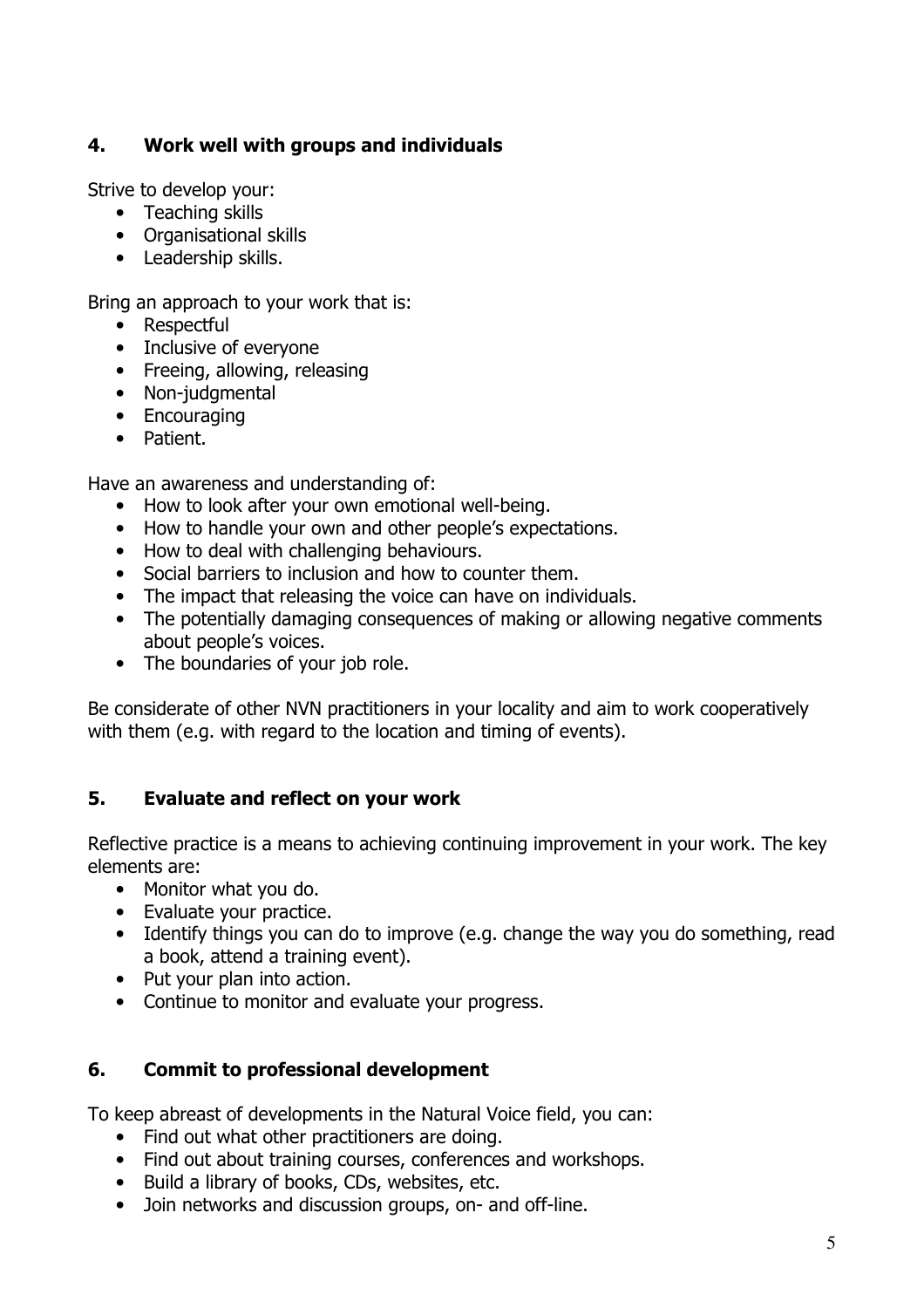## 4. Work well with groups and individuals

Strive to develop your:

- Teaching skills
- Organisational skills
- Leadership skills.

Bring an approach to your work that is:

- Respectful
- Inclusive of everyone
- Freeing, allowing, releasing
- Non-judgmental
- Encouraging
- Patient.

Have an awareness and understanding of:

- How to look after your own emotional well-being.
- How to handle your own and other people's expectations.
- How to deal with challenging behaviours.
- Social barriers to inclusion and how to counter them.
- The impact that releasing the voice can have on individuals.
- The potentially damaging consequences of making or allowing negative comments about people's voices.
- The boundaries of your job role.

Be considerate of other NVN practitioners in your locality and aim to work cooperatively with them (e.g. with regard to the location and timing of events).

## 5. Evaluate and reflect on your work

Reflective practice is a means to achieving continuing improvement in your work. The key elements are:

- Monitor what you do.
- Evaluate your practice.
- Identify things you can do to improve (e.g. change the way you do something, read a book, attend a training event).
- Put your plan into action.
- Continue to monitor and evaluate your progress.

## 6. Commit to professional development

To keep abreast of developments in the Natural Voice field, you can:

- Find out what other practitioners are doing.
- Find out about training courses, conferences and workshops.
- Build a library of books, CDs, websites, etc.
- Join networks and discussion groups, on- and off-line.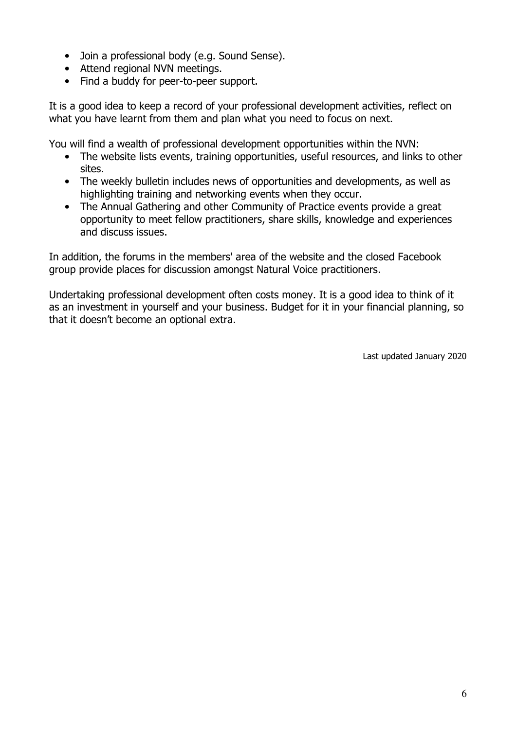- Join a professional body (e.g. Sound Sense).
- Attend regional NVN meetings.
- Find a buddy for peer-to-peer support.

It is a good idea to keep a record of your professional development activities, reflect on what you have learnt from them and plan what you need to focus on next.

You will find a wealth of professional development opportunities within the NVN:

- The website lists events, training opportunities, useful resources, and links to other sites.
- The weekly bulletin includes news of opportunities and developments, as well as highlighting training and networking events when they occur.
- The Annual Gathering and other Community of Practice events provide a great opportunity to meet fellow practitioners, share skills, knowledge and experiences and discuss issues.

In addition, the forums in the members' area of the website and the closed Facebook group provide places for discussion amongst Natural Voice practitioners.

Undertaking professional development often costs money. It is a good idea to think of it as an investment in yourself and your business. Budget for it in your financial planning, so that it doesn't become an optional extra.

Last updated January 2020